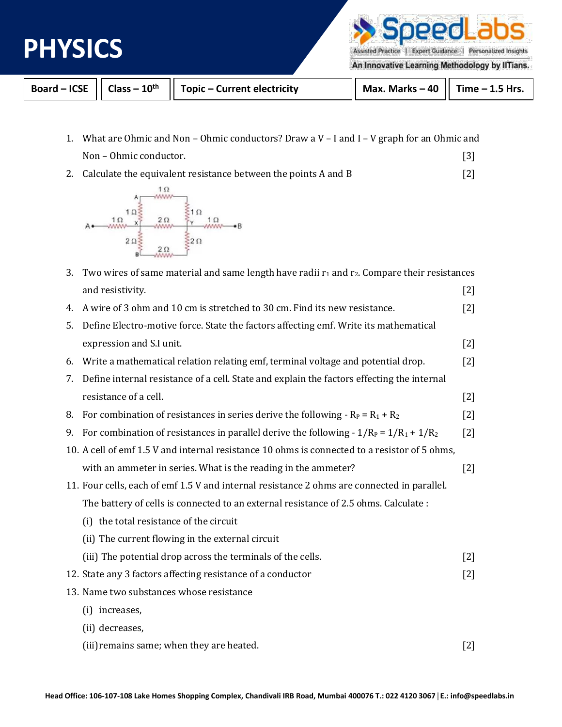# PHYSICS

| Board – ICSE | Class – 10th | Topic – Current electricity | Max. Marks – 40 | Time – 1.5 Hrs. |
|---|---|---|---|---|

1. What are Ohmic and Non – Ohmic conductors? Draw a V – I and I – V graph for an Ohmic and Non – Ohmic conductor. [3]
2. Calculate the equivalent resistance between the points A and B [2]
3. Two wires of same material and same length have radii $r_1$ and $r_2$. Compare their resistances and resistivity. [2]
4. A wire of 3 ohm and 10 cm is stretched to 30 cm. Find its new resistance. [2]
5. Define Electro-motive force. State the factors affecting emf. Write its mathematical expression and S.I unit. [2]
6. Write a mathematical relation relating emf, terminal voltage and potential drop. [2]
7. Define internal resistance of a cell. State and explain the factors effecting the internal resistance of a cell. [2]
8. For combination of resistances in series derive the following - $R_P = R_1 + R_2$ [2]
9. For combination of resistances in parallel derive the following - $1/R_P = 1/R_1 + 1/R_2$ [2]
10. A cell of emf 1.5 V and internal resistance 10 ohms is connected to a resistor of 5 ohms, with an ammeter in series. What is the reading in the ammeter? [2]
11. Four cells, each of emf 1.5 V and internal resistance 2 ohms are connected in parallel. The battery of cells is connected to an external resistance of 2.5 ohms. Calculate :
    (i) the total resistance of the circuit
    (ii) The current flowing in the external circuit
    (iii) The potential drop across the terminals of the cells. [2]
12. State any 3 factors affecting resistance of a conductor [2]
13. Name two substances whose resistance
    (i) increases,
    (ii) decreases,
    (iii) remains same; when they are heated. [2]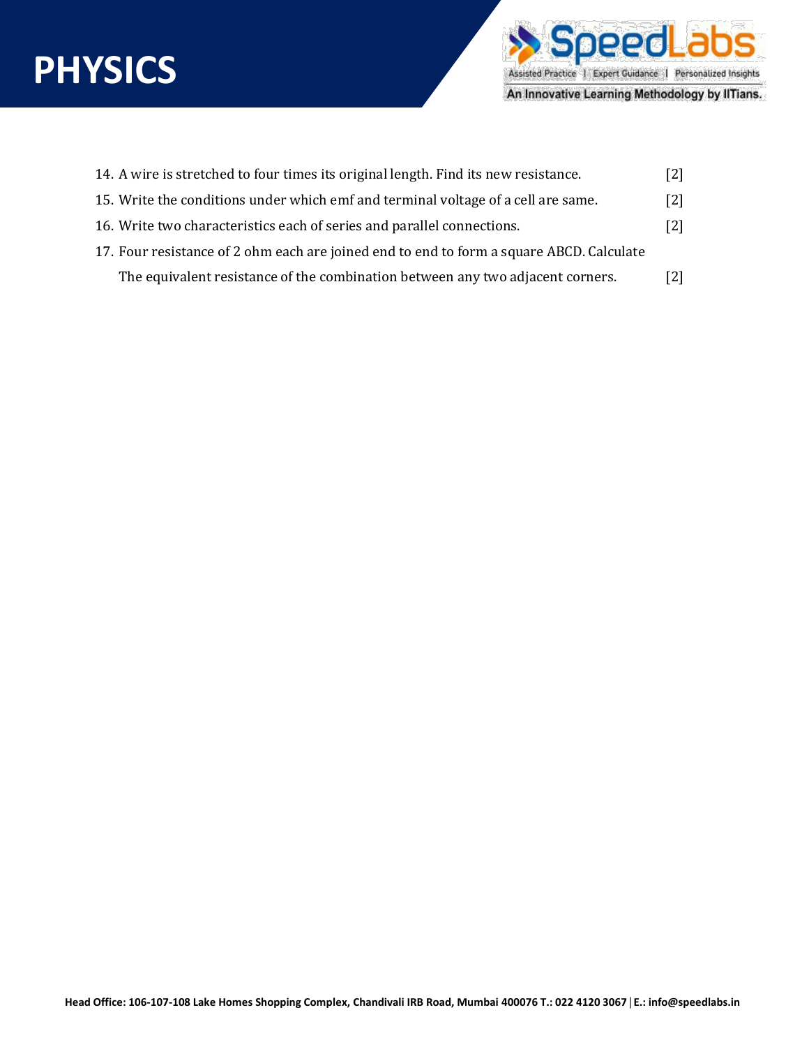14. A wire is stretched to four times its original length. Find its new resistance. [2]
15. Write the conditions under which emf and terminal voltage of a cell are same. [2]
16. Write two characteristics each of series and parallel connections. [2]
17. Four resistance of 2 ohm each are joined end to end to form a square ABCD. Calculate The equivalent resistance of the combination between any two adjacent corners. [2]